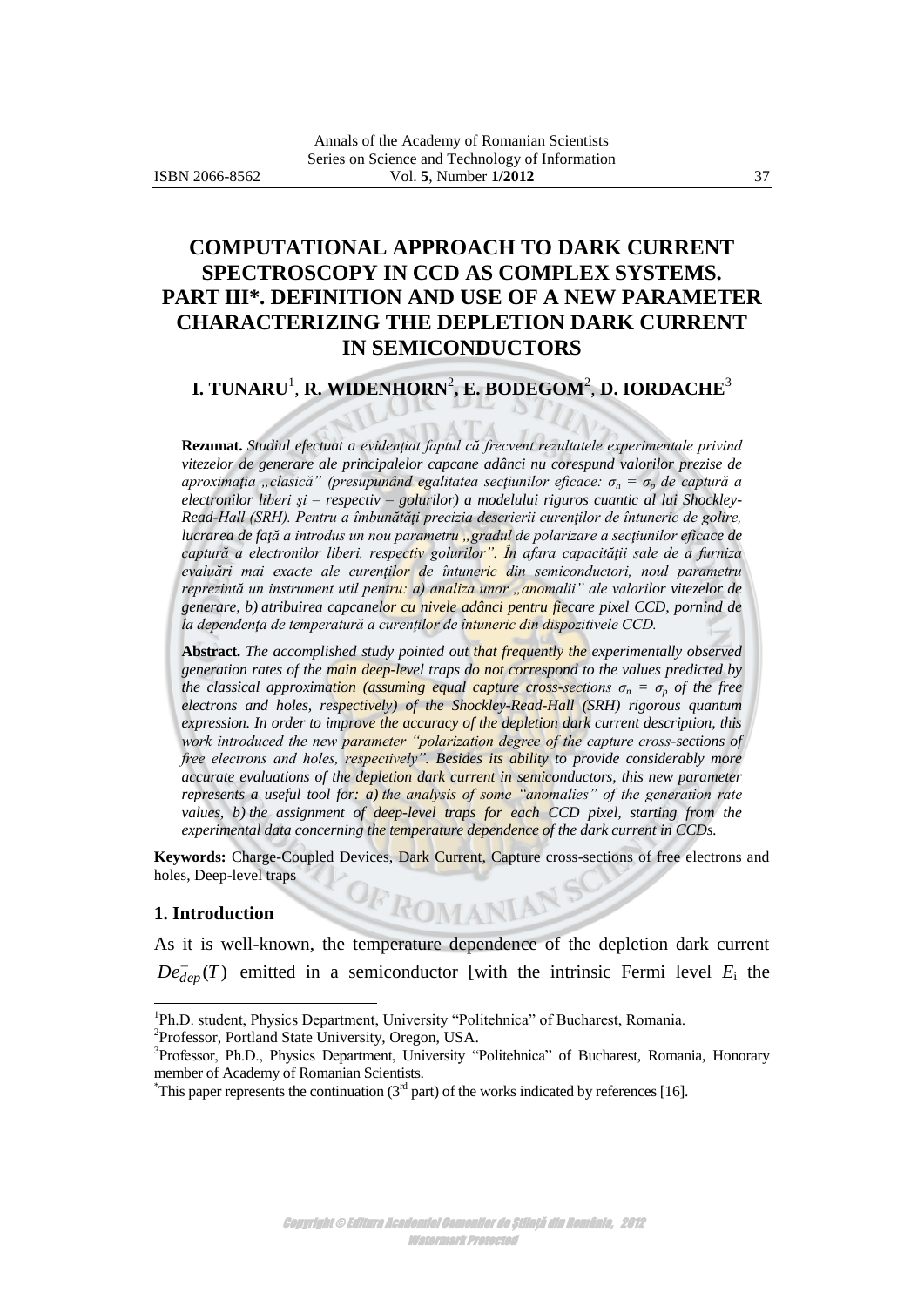# COMPUTATIONAL APPROACH TO DARK CURRENT SPECTROSCOPY IN CCD AS COMPLEX SYSTEMS. PART III*. DEFINITION AND USE OF A NEW PARAMETER CHARACTERIZING THE DEPLETION DARK CURRENT IN SEMICONDUCTORS

**I. TUNARU**[1], **R. WIDENHORN**[2], **E. BODEGOM**[2], **D. IORDACHE**[3]

**Rezumat.** *Studiul efectuat a evidențiat faptul că frecvent rezultatele experimentale privind vitezelor de generare ale principalelor capcane adânci nu corespund valorilor prezise de aproximația „clasică" (presupunând egalitatea secțiunilor eficace: $\sigma_n = \sigma_p$ de captură a electronilor liberi şi – respectiv – golurilor) a modelului riguros cuantic al lui Shockley-Read-Hall (SRH). Pentru a îmbunătăți precizia descrierii curenților de întuneric de golire, lucrarea de față a introdus un nou parametru „gradul de polarizare a secțiunilor eficace de captură a electronilor liberi, respectiv golurilor". În afara capacității sale de a furniza evaluări mai exacte ale curenților de întuneric din semiconductori, noul parametru reprezintă un instrument util pentru: a) analiza unor „anomalii" ale valorilor vitezelor de generare, b) atribuirea capcanelor cu nivele adânci pentru fiecare pixel CCD, pornind de la dependența de temperatură a curenților de întuneric din dispozitivele CCD.*

**Abstract.** *The accomplished study pointed out that frequently the experimentally observed generation rates of the main deep-level traps do not correspond to the values predicted by the classical approximation (assuming equal capture cross-sections $\sigma_n = \sigma_p$ of the free electrons and holes, respectively) of the Shockley-Read-Hall (SRH) rigorous quantum expression. In order to improve the accuracy of the depletion dark current description, this work introduced the new parameter "polarization degree of the capture cross-sections of free electrons and holes, respectively". Besides its ability to provide considerably more accurate evaluations of the depletion dark current in semiconductors, this new parameter represents a useful tool for: a) the analysis of some "anomalies" of the generation rate values, b) the assignment of deep-level traps for each CCD pixel, starting from the experimental data concerning the temperature dependence of the dark current in CCDs.*

**Keywords:** Charge-Coupled Devices, Dark Current, Capture cross-sections of free electrons and holes, Deep-level traps

## 1. Introduction

As it is well-known, the temperature dependence of the depletion dark current $De^{-}_{dep}(T)$ emitted in a semiconductor [with the intrinsic Fermi level $E_i$ the

---

[1]Ph.D. student, Physics Department, University "Politehnica" of Bucharest, Romania.

[2]Professor, Portland State University, Oregon, USA.

[3]Professor, Ph.D., Physics Department, University "Politehnica" of Bucharest, Romania, Honorary member of Academy of Romanian Scientists.

*This paper represents the continuation (3rd part) of the works indicated by references [16].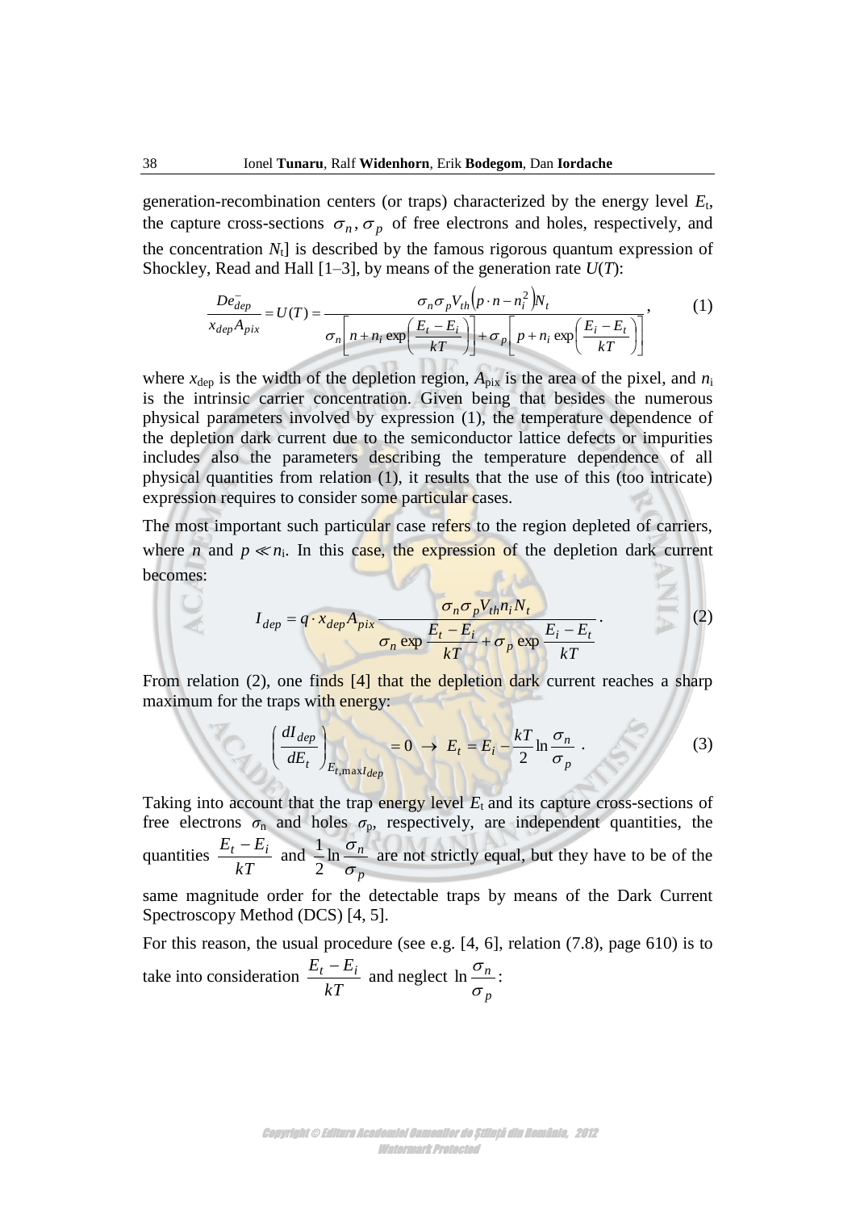generation-recombination centers (or traps) characterized by the energy level $E_t$, the capture cross-sections $\sigma_n, \sigma_p$ of free electrons and holes, respectively, and the concentration $N_t$] is described by the famous rigorous quantum expression of Shockley, Read and Hall [1–3], by means of the generation rate $U(T)$:

$$\frac{De^{-}_{dep}}{x_{dep}A_{pix}} = U(T) = \frac{\sigma_n \sigma_p V_{th}\left(p \cdot n - n_i^2\right)N_t}{\sigma_n\left[n + n_i \exp\left(\frac{E_t - E_i}{kT}\right)\right] + \sigma_p\left[p + n_i \exp\left(\frac{E_i - E_t}{kT}\right)\right]}, \tag{1}$$

where $x_{dep}$ is the width of the depletion region, $A_{pix}$ is the area of the pixel, and $n_i$ is the intrinsic carrier concentration. Given being that besides the numerous physical parameters involved by expression (1), the temperature dependence of the depletion dark current due to the semiconductor lattice defects or impurities includes also the parameters describing the temperature dependence of all physical quantities from relation (1), it results that the use of this (too intricate) expression requires to consider some particular cases.

The most important such particular case refers to the region depleted of carriers, where $n$ and $p \ll n_i$. In this case, the expression of the depletion dark current becomes:

$$I_{dep} = q \cdot x_{dep}A_{pix}\frac{\sigma_n \sigma_p V_{th} n_i N_t}{\sigma_n \exp\frac{E_t - E_i}{kT} + \sigma_p \exp\frac{E_i - E_t}{kT}}. \tag{2}$$

From relation (2), one finds [4] that the depletion dark current reaches a sharp maximum for the traps with energy:

$$\left(\frac{dI_{dep}}{dE_t}\right)_{E_{t,\max I_{dep}}} = 0 \;\rightarrow\; E_t = E_i - \frac{kT}{2}\ln\frac{\sigma_n}{\sigma_p}\;. \tag{3}$$

Taking into account that the trap energy level $E_t$ and its capture cross-sections of free electrons $\sigma_n$ and holes $\sigma_p$, respectively, are independent quantities, the quantities $\frac{E_t - E_i}{kT}$ and $\frac{1}{2}\ln\frac{\sigma_n}{\sigma_p}$ are not strictly equal, but they have to be of the same magnitude order for the detectable traps by means of the Dark Current Spectroscopy Method (DCS) [4, 5].

For this reason, the usual procedure (see e.g. [4, 6], relation (7.8), page 610) is to take into consideration $\frac{E_t - E_i}{kT}$ and neglect $\ln\frac{\sigma_n}{\sigma_p}$: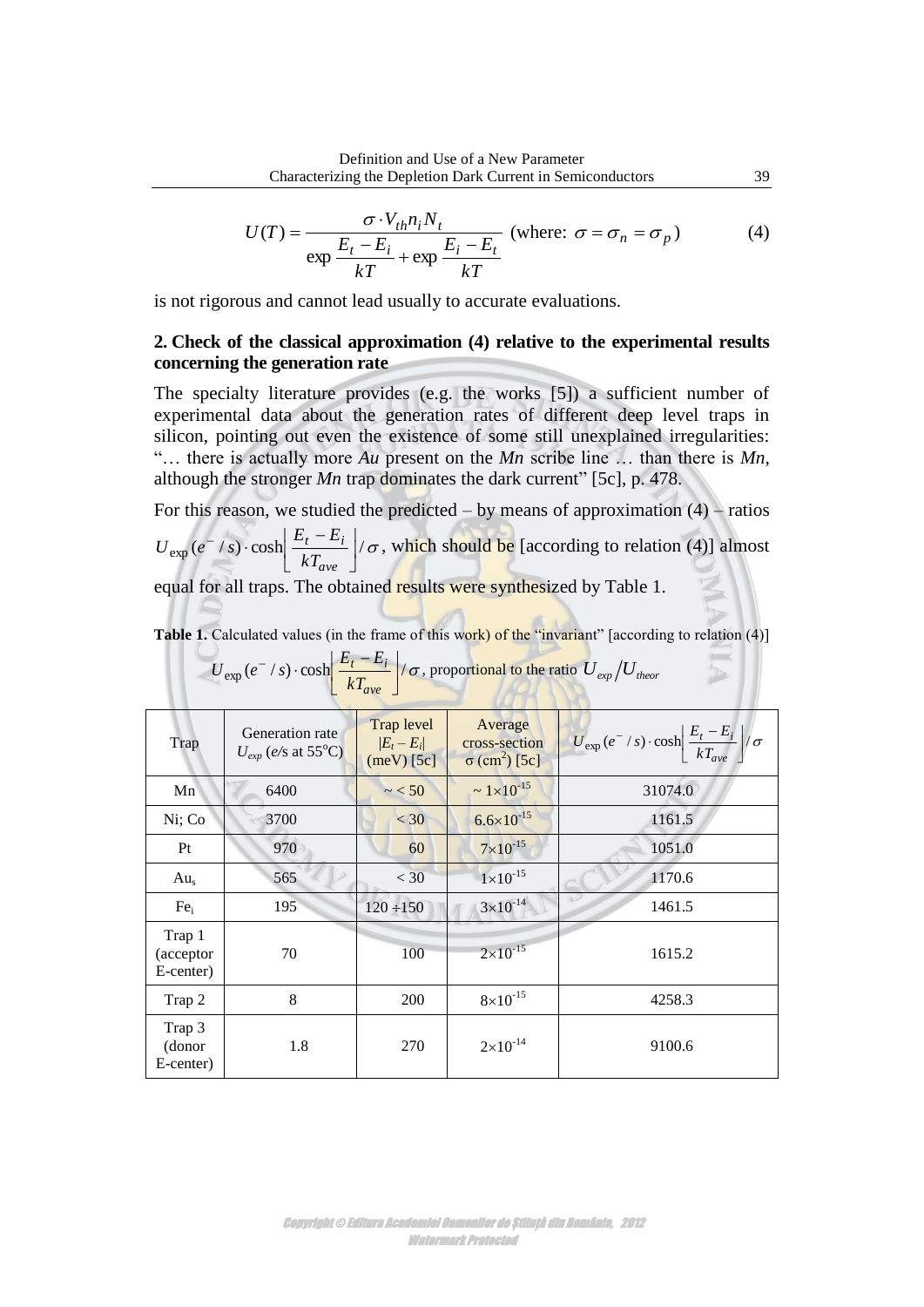$$U(T) = \frac{\sigma \cdot V_{th} n_i N_t}{\exp \dfrac{E_t - E_i}{kT} + \exp \dfrac{E_i - E_t}{kT}} \text{ (where: } \sigma = \sigma_n = \sigma_p \text{)} \tag{4}$$

is not rigorous and cannot lead usually to accurate evaluations.

## 2. Check of the classical approximation (4) relative to the experimental results concerning the generation rate

The specialty literature provides (e.g. the works [5]) a sufficient number of experimental data about the generation rates of different deep level traps in silicon, pointing out even the existence of some still unexplained irregularities: "… there is actually more *Au* present on the *Mn* scribe line … than there is *Mn*, although the stronger *Mn* trap dominates the dark current" [5c], p. 478.

For this reason, we studied the predicted – by means of approximation (4) – ratios $U_{\exp}(e^- / s) \cdot \cosh\left|\dfrac{E_t - E_i}{kT_{ave}}\right| / \sigma$, which should be [according to relation (4)] almost equal for all traps. The obtained results were synthesized by Table 1.

**Table 1.** Calculated values (in the frame of this work) of the "invariant" [according to relation (4)] $U_{\exp}(e^- / s) \cdot \cosh\left|\dfrac{E_t - E_i}{kT_{ave}}\right| / \sigma$, proportional to the ratio $U_{exp}/U_{theor}$

| Trap | Generation rate $U_{exp}$ ($e$/s at 55°C) | Trap level $\lvert E_t - E_i \rvert$ (meV) [5c] | Average cross-section $\sigma$ ($cm^2$) [5c] | $U_{\exp}(e^- / s) \cdot \cosh\left\lvert\dfrac{E_t - E_i}{kT_{ave}}\right\rvert / \sigma$ |
|---|---|---|---|---|
| Mn | 6400 | ~ < 50 | ~ $1\times10^{-15}$ | 31074.0 |
| Ni; Co | 3700 | < 30 | $6.6\times10^{-15}$ | 1161.5 |
| Pt | 970 | 60 | $7\times10^{-15}$ | 1051.0 |
| $Au_s$ | 565 | < 30 | $1\times10^{-15}$ | 1170.6 |
| $Fe_i$ | 195 | 120 ÷150 | $3\times10^{-14}$ | 1461.5 |
| Trap 1 (acceptor E-center) | 70 | 100 | $2\times10^{-15}$ | 1615.2 |
| Trap 2 | 8 | 200 | $8\times10^{-15}$ | 4258.3 |
| Trap 3 (donor E-center) | 1.8 | 270 | $2\times10^{-14}$ | 9100.6 |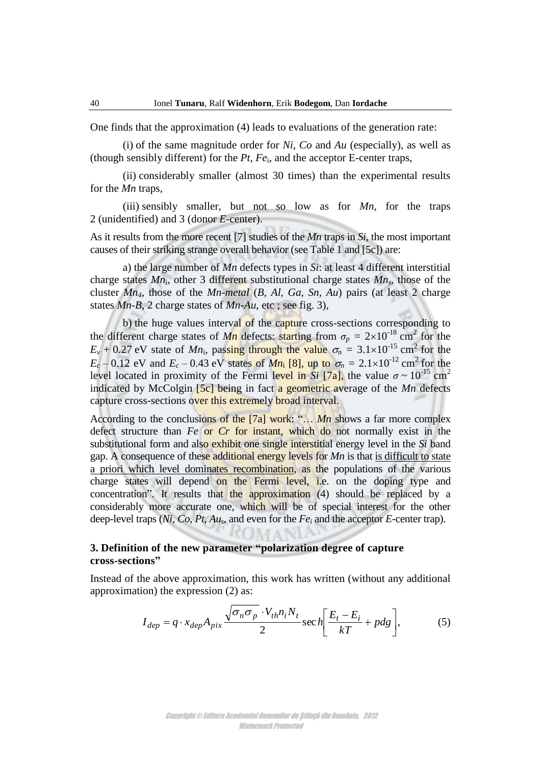One finds that the approximation (4) leads to evaluations of the generation rate:

(i) of the same magnitude order for *Ni*, *Co* and *Au* (especially), as well as (though sensibly different) for the *Pt*, $Fe_i$, and the acceptor E-center traps,

(ii) considerably smaller (almost 30 times) than the experimental results for the *Mn* traps,

(iii) sensibly smaller, but not so low as for *Mn*, for the traps 2 (unidentified) and 3 (donor *E*-center).

As it results from the more recent [7] studies of the *Mn* traps in *Si*, the most important causes of their striking strange overall behavior (see Table 1 and [5c]) are:

a) the large number of *Mn* defects types in *Si*: at least 4 different interstitial charge states $Mn_i$, other 3 different substitutional charge states $Mn_s$, those of the cluster $Mn_4$, those of the *Mn-metal* (*B, Al, Ga, Sn, Au*) pairs (at least 2 charge states *Mn-B*, 2 charge states of *Mn-Au*, etc ; see fig. 3),

b) the huge values interval of the capture cross-sections corresponding to the different charge states of *Mn* defects: starting from $\sigma_p = 2\times10^{-18}$ cm$^2$ for the $E_v + 0.27$ eV state of $Mn_i$, passing through the value $\sigma_n = 3.1\times10^{-15}$ cm$^2$ for the $E_c - 0.12$ eV and $E_c - 0.43$ eV states of $Mn_i$ [8], up to $\sigma_n = 2.1\times10^{-12}$ cm$^2$ for the level located in proximity of the Fermi level in *Si* [7a], the value $\sigma \sim 10^{-15}$ cm$^2$ indicated by McColgin [5c] being in fact a geometric average of the *Mn* defects capture cross-sections over this extremely broad interval.

According to the conclusions of the [7a] work: "… *Mn* shows a far more complex defect structure than *Fe* or *Cr* for instant, which do not normally exist in the substitutional form and also exhibit one single interstitial energy level in the *Si* band gap. A consequence of these additional energy levels for *Mn* is that is difficult to state a priori which level dominates recombination, as the populations of the various charge states will depend on the Fermi level, i.e. on the doping type and concentration". It results that the approximation (4) should be replaced by a considerably more accurate one, which will be of special interest for the other deep-level traps (*Ni, Co, Pt,* $Au_s$, and even for the $Fe_i$ and the acceptor *E*-center trap).

### 3. Definition of the new parameter "polarization degree of capture cross-sections"

Instead of the above approximation, this work has written (without any additional approximation) the expression (2) as:

$$I_{dep} = q \cdot x_{dep} A_{pix} \frac{\sqrt{\sigma_n \sigma_p} \cdot V_{th} n_i N_t}{2} \operatorname{sech}\left[\frac{E_t - E_i}{kT} + pdg\right], \tag{5}$$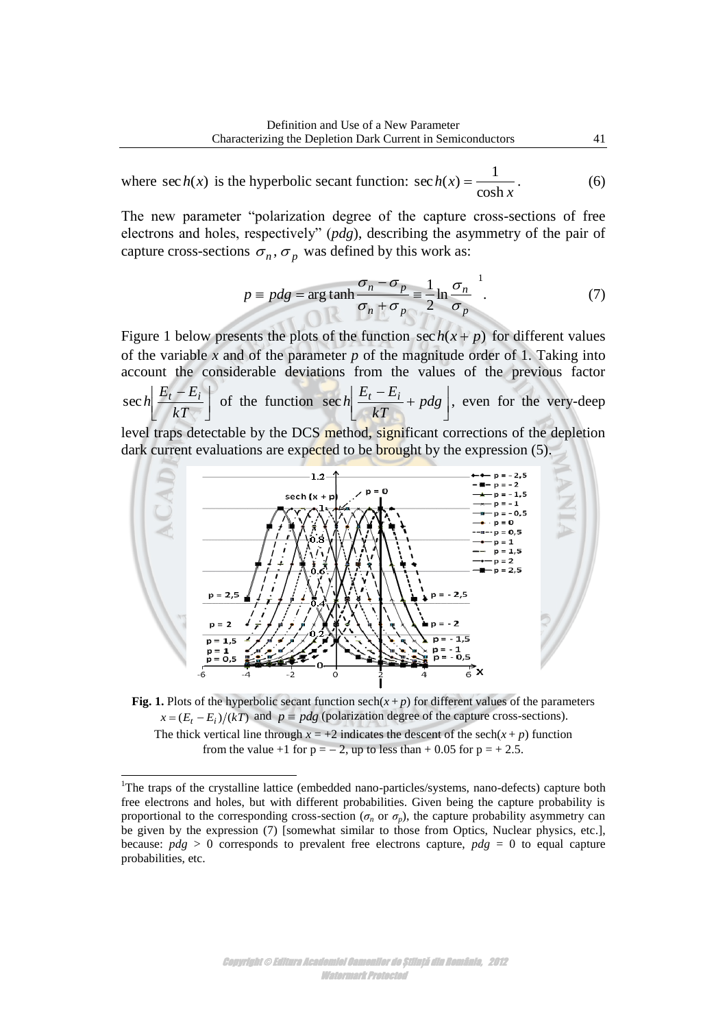where $\sec h(x)$ is the hyperbolic secant function: $\sec h(x) = \dfrac{1}{\cosh x}$. (6)

The new parameter "polarization degree of the capture cross-sections of free electrons and holes, respectively" (*pdg*), describing the asymmetry of the pair of capture cross-sections $\sigma_n, \sigma_p$ was defined by this work as:

$$p \equiv pdg = \arg\tanh \frac{\sigma_n - \sigma_p}{\sigma_n + \sigma_p} \equiv \frac{1}{2} \ln \frac{\sigma_n}{\sigma_p}\,[1]. \quad (7)$$

Figure 1 below presents the plots of the function $\sec h(x + p)$ for different values of the variable *x* and of the parameter *p* of the magnitude order of 1. Taking into account the considerable deviations from the values of the previous factor $\sec h\left[\dfrac{E_t - E_i}{kT}\right]$ of the function $\sec h\left[\dfrac{E_t - E_i}{kT} + pdg\right]$, even for the very-deep level traps detectable by the DCS method, significant corrections of the depletion dark current evaluations are expected to be brought by the expression (5).

**Fig. 1.** Plots of the hyperbolic secant function $\mathrm{sech}(x + p)$ for different values of the parameters $x = (E_t - E_i)/(kT)$ and $p \equiv pdg$ (polarization degree of the capture cross-sections). The thick vertical line through $x = +2$ indicates the descent of the $\mathrm{sech}(x + p)$ function from the value +1 for $p = -2$, up to less than $+0.05$ for $p = +2.5$.

[1] The traps of the crystalline lattice (embedded nano-particles/systems, nano-defects) capture both free electrons and holes, but with different probabilities. Given being the capture probability is proportional to the corresponding cross-section ($\sigma_n$ or $\sigma_p$), the capture probability asymmetry can be given by the expression (7) [somewhat similar to those from Optics, Nuclear physics, etc.], because: $pdg > 0$ corresponds to prevalent free electrons capture, $pdg = 0$ to equal capture probabilities, etc.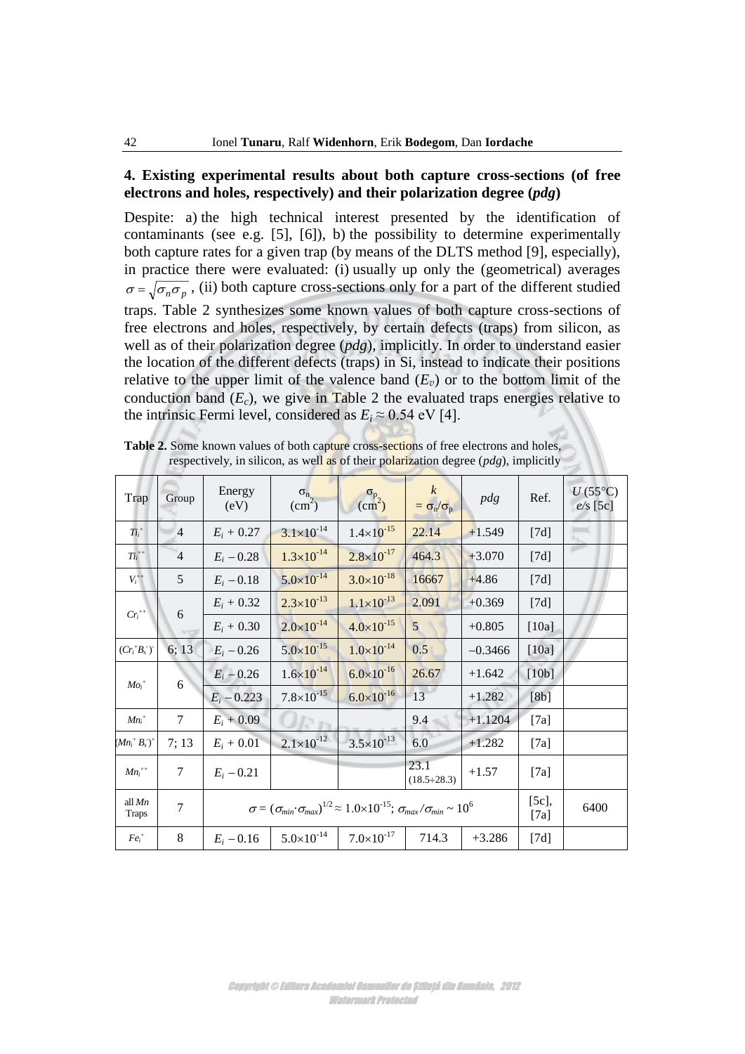## 4. Existing experimental results about both capture cross-sections (of free electrons and holes, respectively) and their polarization degree (*pdg*)

Despite: a) the high technical interest presented by the identification of contaminants (see e.g. [5], [6]), b) the possibility to determine experimentally both capture rates for a given trap (by means of the DLTS method [9], especially), in practice there were evaluated: (i) usually up only the (geometrical) averages $\sigma = \sqrt{\sigma_n \sigma_p}$, (ii) both capture cross-sections only for a part of the different studied traps. Table 2 synthesizes some known values of both capture cross-sections of free electrons and holes, respectively, by certain defects (traps) from silicon, as well as of their polarization degree (*pdg*), implicitly. In order to understand easier the location of the different defects (traps) in Si, instead to indicate their positions relative to the upper limit of the valence band ($E_v$) or to the bottom limit of the conduction band ($E_c$), we give in Table 2 the evaluated traps energies relative to the intrinsic Fermi level, considered as $E_i \approx 0.54$ eV [4].

**Table 2.** Some known values of both capture cross-sections of free electrons and holes, respectively, in silicon, as well as of their polarization degree (*pdg*), implicitly

| Trap | Group | Energy (eV) | $\sigma_n$ (cm$^2$) | $\sigma_p$ (cm$^2$) | $k = \sigma_n/\sigma_p$ | *pdg* | Ref. | $U$ (55°C) $e$/s [5c] |
|---|---|---|---|---|---|---|---|---|
| $Ti_i^+$ | 4 | $E_i + 0.27$ | $3.1\times10^{-14}$ | $1.4\times10^{-15}$ | 22.14 | +1.549 | [7d] | |
| $Ti_i^{++}$ | 4 | $E_i - 0.28$ | $1.3\times10^{-14}$ | $2.8\times10^{-17}$ | 464.3 | +3.070 | [7d] | |
| $V_i^{++}$ | 5 | $E_i - 0.18$ | $5.0\times10^{-14}$ | $3.0\times10^{-18}$ | 16667 | +4.86 | [7d] | |
| $Cr_i^{++}$ | 6 | $E_i + 0.32$ | $2.3\times10^{-13}$ | $1.1\times10^{-13}$ | 2.091 | +0.369 | [7d] | |
| | | $E_i + 0.30$ | $2.0\times10^{-14}$ | $4.0\times10^{-15}$ | 5 | +0.805 | [10a] | |
| $(Cr_i^+B_s^-)^-$ | 6; 13 | $E_i - 0.26$ | $5.0\times10^{-15}$ | $1.0\times10^{-14}$ | 0.5 | −0.3466 | [10a] | |
| $Mo_i^+$ | 6 | $E_i - 0.26$ | $1.6\times10^{-14}$ | $6.0\times10^{-16}$ | 26.67 | +1.642 | [10b] | |
| | | $E_i - 0.223$ | $7.8\times10^{-15}$ | $6.0\times10^{-16}$ | 13 | +1.282 | [8b] | |
| $Mn_i^+$ | 7 | $E_i + 0.09$ | | | 9.4 | +1.1204 | [7a] | |
| $(Mn_i^+B_s^-)^+$ | 7; 13 | $E_i + 0.01$ | $2.1\times10^{-12}$ | $3.5\times10^{-13}$ | 6.0 | +1.282 | [7a] | |
| $Mn_i^{++}$ | 7 | $E_i - 0.21$ | | | 23.1 (18.5÷28.3) | +1.57 | [7a] | |
| all $Mn$ Traps | 7 | $\sigma = (\sigma_{min}\cdot\sigma_{max})^{1/2} \approx 1.0\times10^{-15}$; $\sigma_{max}/\sigma_{min} \sim 10^6$ | | | | | [5c], [7a] | 6400 |
| $Fe_i^+$ | 8 | $E_i - 0.16$ | $5.0\times10^{-14}$ | $7.0\times10^{-17}$ | 714.3 | +3.286 | [7d] | |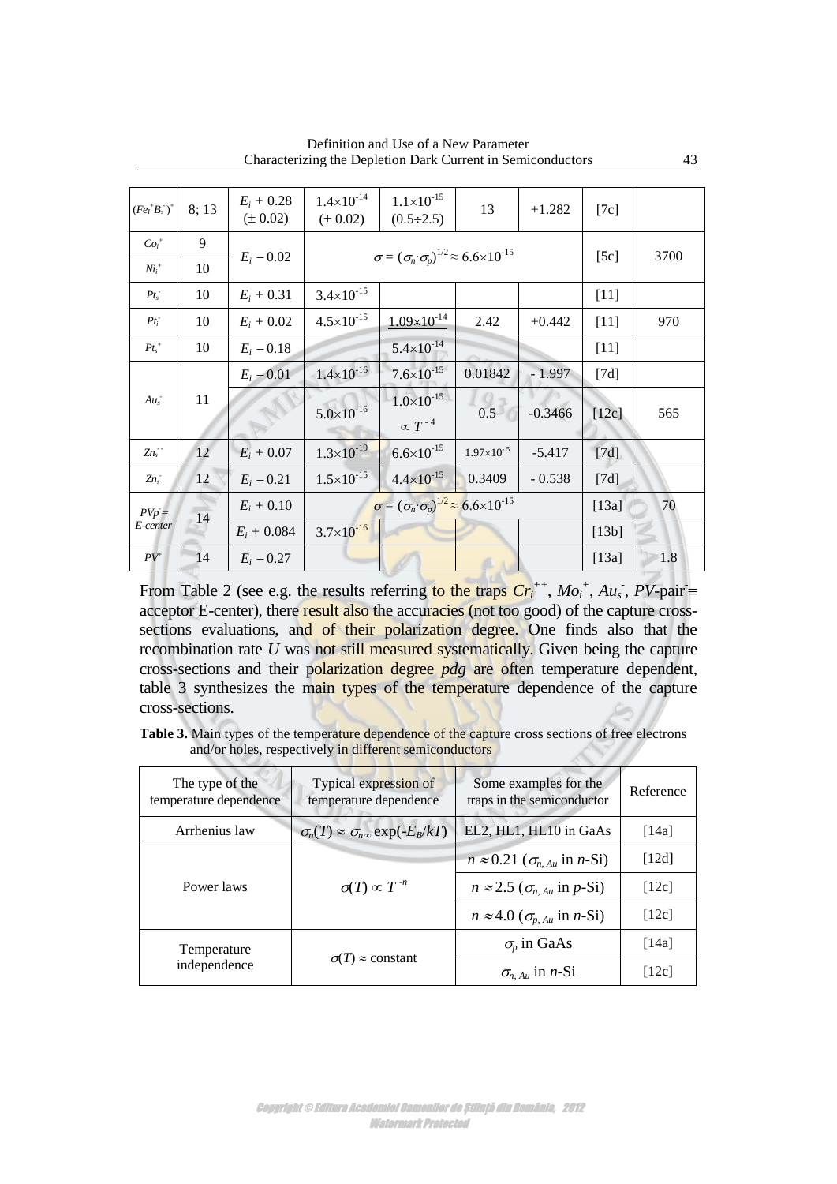| $(Fe_i^+B_s^-)^+$ | 8; 13 | $E_i + 0.28$ ($\pm$ 0.02) | $1.4\times10^{-14}$ ($\pm$ 0.02) | $1.1\times10^{-15}$ (0.5÷2.5) | 13 | +1.282 | [7c] | |
|---|---|---|---|---|---|---|---|---|
| $Co_i^+$ | 9 | $E_i - 0.02$ | $\sigma = (\sigma_n{\cdot}\sigma_p)^{1/2} \approx 6.6\times10^{-15}$ | | | | [5c] | 3700 |
| $Ni_i^+$ | 10 | | | | | | | |
| $Pt_s^-$ | 10 | $E_i + 0.31$ | $3.4\times10^{-15}$ | | | | [11] | |
| $Pt_i^-$ | 10 | $E_i + 0.02$ | $4.5\times10^{-15}$ | <u>$1.09\times10^{-14}$</u> | <u>2.42</u> | <u>+0.442</u> | [11] | 970 |
| $Pt_s^+$ | 10 | $E_i - 0.18$ | | $5.4\times10^{-14}$ | | | [11] | |
| $Au_s^-$ | 11 | $E_i - 0.01$ | $1.4\times10^{-16}$ | $7.6\times10^{-15}$ | 0.01842 | - 1.997 | [7d] | |
| | | | $5.0\times10^{-16}$ | $1.0\times10^{-15}$ $\propto T^{-4}$ | 0.5 | -0.3466 | [12c] | 565 |
| $Zn_s^{--}$ | 12 | $E_i + 0.07$ | $1.3\times10^{-19}$ | $6.6\times10^{-15}$ | $1.97\times10^{-5}$ | -5.417 | [7d] | |
| $Zn_s^-$ | 12 | $E_i - 0.21$ | $1.5\times10^{-15}$ | $4.4\times10^{-15}$ | 0.3409 | - 0.538 | [7d] | |
| $PVp^- \equiv$ *E-center* | 14 | $E_i + 0.10$ | $\sigma = (\sigma_n{\cdot}\sigma_p)^{1/2} \approx 6.6\times10^{-15}$ | | | | [13a] | 70 |
| | | $E_i + 0.084$ | $3.7\times10^{-16}$ | | | | [13b] | |
| $PV^+$ | 14 | $E_i - 0.27$ | | | | | [13a] | 1.8 |

From Table 2 (see e.g. the results referring to the traps $Cr_i^{++}$, $Mo_i^+$, $Au_s^-$, *PV*-pair$^-\equiv$ acceptor E-center), there result also the accuracies (not too good) of the capture cross-sections evaluations, and of their polarization degree. One finds also that the recombination rate *U* was not still measured systematically. Given being the capture cross-sections and their polarization degree *pdg* are often temperature dependent, table 3 synthesizes the main types of the temperature dependence of the capture cross-sections.

**Table 3.** Main types of the temperature dependence of the capture cross sections of free electrons and/or holes, respectively in different semiconductors

| The type of the temperature dependence | Typical expression of temperature dependence | Some examples for the traps in the semiconductor | Reference |
|---|---|---|---|
| Arrhenius law | $\sigma_n(T) \approx \sigma_{n\infty}\exp(-E_B/kT)$ | EL2, HL1, HL10 in GaAs | [14a] |
| Power laws | $\sigma(T) \propto T^{-n}$ | $n \approx 0.21$ ($\sigma_{n,\,Au}$ in *n*-Si) | [12d] |
| | | $n \approx 2.5$ ($\sigma_{n,\,Au}$ in *p*-Si) | [12c] |
| | | $n \approx 4.0$ ($\sigma_{p,\,Au}$ in *n*-Si) | [12c] |
| Temperature independence | $\sigma(T) \approx$ constant | $\sigma_p$ in GaAs | [14a] |
| | | $\sigma_{n,\,Au}$ in *n*-Si | [12c] |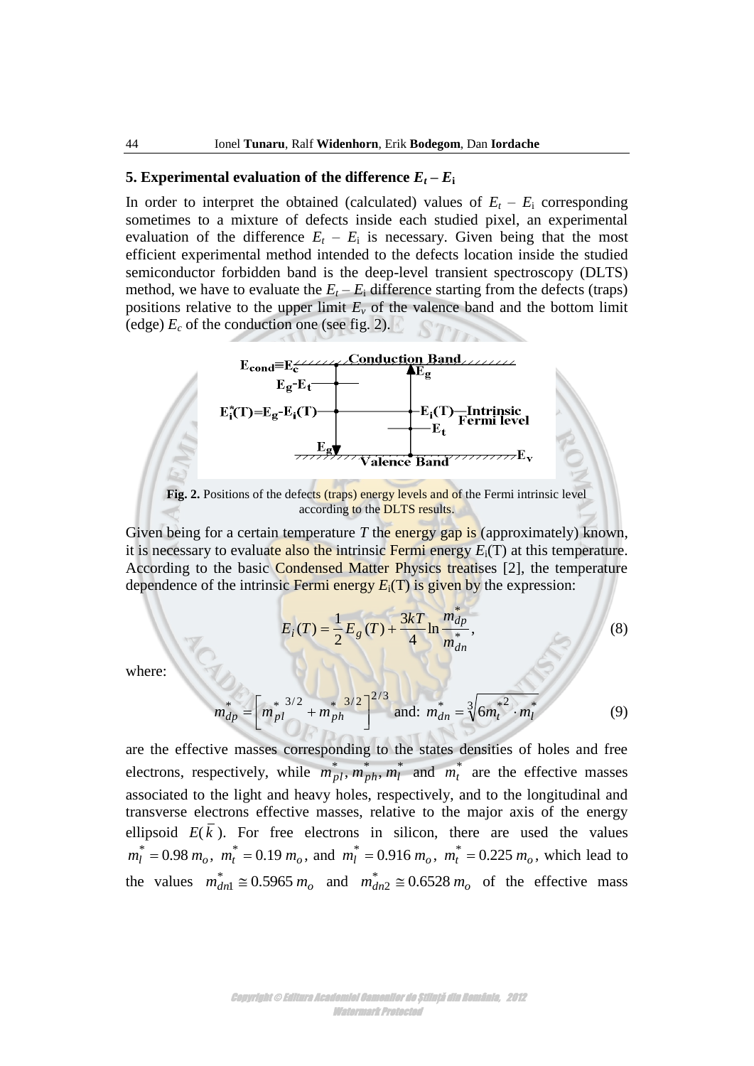## 5. Experimental evaluation of the difference $E_t - E_i$

In order to interpret the obtained (calculated) values of $E_t - E_i$ corresponding sometimes to a mixture of defects inside each studied pixel, an experimental evaluation of the difference $E_t - E_i$ is necessary. Given being that the most efficient experimental method intended to the defects location inside the studied semiconductor forbidden band is the deep-level transient spectroscopy (DLTS) method, we have to evaluate the $E_t - E_i$ difference starting from the defects (traps) positions relative to the upper limit $E_v$ of the valence band and the bottom limit (edge) $E_c$ of the conduction one (see fig. 2).

**Fig. 2.** Positions of the defects (traps) energy levels and of the Fermi intrinsic level according to the DLTS results.

Given being for a certain temperature $T$ the energy gap is (approximately) known, it is necessary to evaluate also the intrinsic Fermi energy $E_i(T)$ at this temperature. According to the basic Condensed Matter Physics treatises [2], the temperature dependence of the intrinsic Fermi energy $E_i(T)$ is given by the expression:

$$E_i(T) = \frac{1}{2}E_g(T) + \frac{3kT}{4}\ln\frac{m^*_{dp}}{m^*_{dn}}, \tag{8}$$

where:

$$m^*_{dp} = \left[ m^{*\,3/2}_{pl} + m^{*\,3/2}_{ph} \right]^{2/3} \quad \text{and:} \quad m^*_{dn} = \sqrt[3]{6 m^{*2}_t \cdot m^*_l} \tag{9}$$

are the effective masses corresponding to the states densities of holes and free electrons, respectively, while $m^*_{pl}, m^*_{ph}, m^*_l$ and $m^*_t$ are the effective masses associated to the light and heavy holes, respectively, and to the longitudinal and transverse electrons effective masses, relative to the major axis of the energy ellipsoid $E(\bar{k})$. For free electrons in silicon, there are used the values $m^*_l = 0.98\, m_o$, $m^*_t = 0.19\, m_o$, and $m^*_l = 0.916\, m_o$, $m^*_t = 0.225\, m_o$, which lead to the values $m^*_{dn1} \cong 0.5965\, m_o$ and $m^*_{dn2} \cong 0.6528\, m_o$ of the effective mass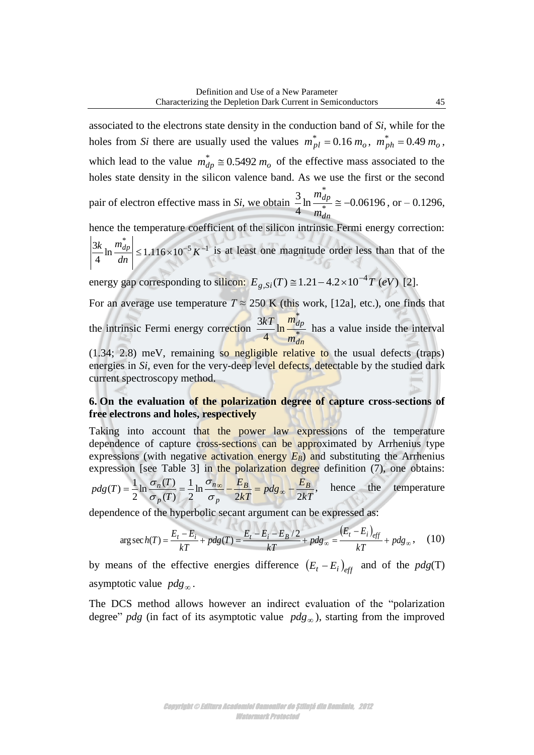associated to the electrons state density in the conduction band of *Si*, while for the holes from *Si* there are usually used the values $m_{pl}^* = 0.16\, m_o$, $m_{ph}^* = 0.49\, m_o$, which lead to the value $m_{dp}^* \cong 0.5492\, m_o$ of the effective mass associated to the holes state density in the silicon valence band. As we use the first or the second pair of electron effective mass in *Si*, we obtain $\frac{3}{4}\ln\frac{m_{dp}^*}{m_{dn}^*} \cong -0.06196$, or – 0.1296, hence the temperature coefficient of the silicon intrinsic Fermi energy correction: $\left|\frac{3k}{4}\ln\frac{m_{dp}^*}{dn}\right| \leq 1.116\times10^{-5}\,K^{-1}$ is at least one magnitude order less than that of the energy gap corresponding to silicon: $E_{g,Si}(T) \cong 1.21 - 4.2\times10^{-4}T\ (eV)$ [2].

For an average use temperature $T \approx 250$ K (this work, [12a], etc.), one finds that the intrinsic Fermi energy correction $\frac{3kT}{4}\ln\frac{m_{dp}^*}{m_{dn}^*}$ has a value inside the interval (1.34; 2.8) meV, remaining so negligible relative to the usual defects (traps) energies in *Si*, even for the very-deep level defects, detectable by the studied dark current spectroscopy method.

## 6. On the evaluation of the polarization degree of capture cross-sections of free electrons and holes, respectively

Taking into account that the power law expressions of the temperature dependence of capture cross-sections can be approximated by Arrhenius type expressions (with negative activation energy $E_B$) and substituting the Arrhenius expression [see Table 3] in the polarization degree definition (7), one obtains: $pdg(T) = \frac{1}{2}\ln\frac{\sigma_n(T)}{\sigma_p(T)} = \frac{1}{2}\ln\frac{\sigma_{n\infty}}{\sigma_p} - \frac{E_B}{2kT} = pdg_\infty - \frac{E_B}{2kT}$, hence the temperature dependence of the hyperbolic secant argument can be expressed as:

$$\arg\sec h(T) = \frac{E_t - E_i}{kT} + pdg(T) = \frac{E_t - E_i - E_B/2}{kT} + pdg_\infty = \frac{(E_t - E_i)_{eff}}{kT} + pdg_\infty, \quad (10)$$

by means of the effective energies difference $(E_t - E_i)_{eff}$ and of the $pdg$(T) asymptotic value $pdg_\infty$.

The DCS method allows however an indirect evaluation of the "polarization degree" *pdg* (in fact of its asymptotic value $pdg_\infty$), starting from the improved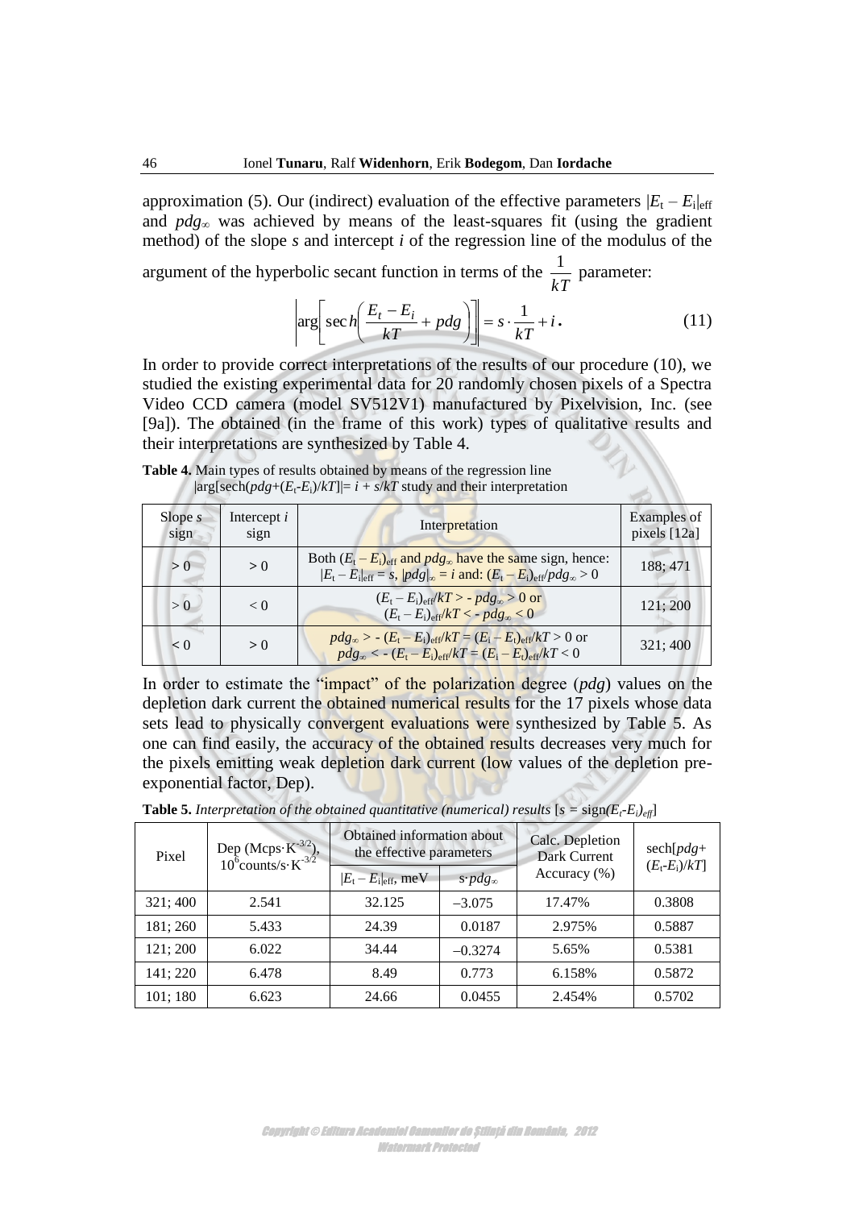approximation (5). Our (indirect) evaluation of the effective parameters $|E_t - E_i|_{eff}$ and $pdg_\infty$ was achieved by means of the least-squares fit (using the gradient method) of the slope $s$ and intercept $i$ of the regression line of the modulus of the argument of the hyperbolic secant function in terms of the $\frac{1}{kT}$ parameter:

$$\left|\arg\left[\sec h\left(\frac{E_t - E_i}{kT} + pdg\right)\right]\right| = s \cdot \frac{1}{kT} + i. \tag{11}$$

In order to provide correct interpretations of the results of our procedure (10), we studied the existing experimental data for 20 randomly chosen pixels of a Spectra Video CCD camera (model SV512V1) manufactured by Pixelvision, Inc. (see [9a]). The obtained (in the frame of this work) types of qualitative results and their interpretations are synthesized by Table 4.

**Table 4.** Main types of results obtained by means of the regression line $|\arg[\text{sech}(pdg+(E_t-E_i)/kT]| = i + s/kT$ study and their interpretation

| Slope $s$ sign | Intercept $i$ sign | Interpretation | Examples of pixels [12a] |
|---|---|---|---|
| $> 0$ | $> 0$ | Both $(E_t - E_i)_{eff}$ and $pdg_\infty$ have the same sign, hence: $\|E_t - E_i\|_{eff} = s$, $\|pdg\|_\infty = i$ and: $(E_t - E_i)_{eff}/pdg_\infty > 0$ | 188; 471 |
| $> 0$ | $< 0$ | $(E_t - E_i)_{eff}/kT > - pdg_\infty > 0$ or $(E_t - E_i)_{eff}/kT < - pdg_\infty < 0$ | 121; 200 |
| $< 0$ | $> 0$ | $pdg_\infty > - (E_t - E_i)_{eff}/kT = (E_i - E_t)_{eff}/kT > 0$ or $pdg_\infty < - (E_t - E_i)_{eff}/kT = (E_i - E_t)_{eff}/kT < 0$ | 321; 400 |

In order to estimate the "impact" of the polarization degree ($pdg$) values on the depletion dark current the obtained numerical results for the 17 pixels whose data sets lead to physically convergent evaluations were synthesized by Table 5. As one can find easily, the accuracy of the obtained results decreases very much for the pixels emitting weak depletion dark current (low values of the depletion pre-exponential factor, Dep).

**Table 5.** *Interpretation of the obtained quantitative (numerical) results* [$s = \text{sign}(E_t\text{-}E_i)_{eff}$]

| Pixel | Dep (Mcps·$K^{-3/2}$), $10^6$counts/s·$K^{-3/2}$ | Obtained information about the effective parameters | | Calc. Depletion Dark Current Accuracy (%) | sech[$pdg$+ $(E_t\text{-}E_i)/kT$] |
|---|---|---|---|---|---|
| | | $\|E_t - E_i\|_{eff}$, meV | $s \cdot pdg_\infty$ | | |
| 321; 400 | 2.541 | 32.125 | −3.075 | 17.47% | 0.3808 |
| 181; 260 | 5.433 | 24.39 | 0.0187 | 2.975% | 0.5887 |
| 121; 200 | 6.022 | 34.44 | −0.3274 | 5.65% | 0.5381 |
| 141; 220 | 6.478 | 8.49 | 0.773 | 6.158% | 0.5872 |
| 101; 180 | 6.623 | 24.66 | 0.0455 | 2.454% | 0.5702 |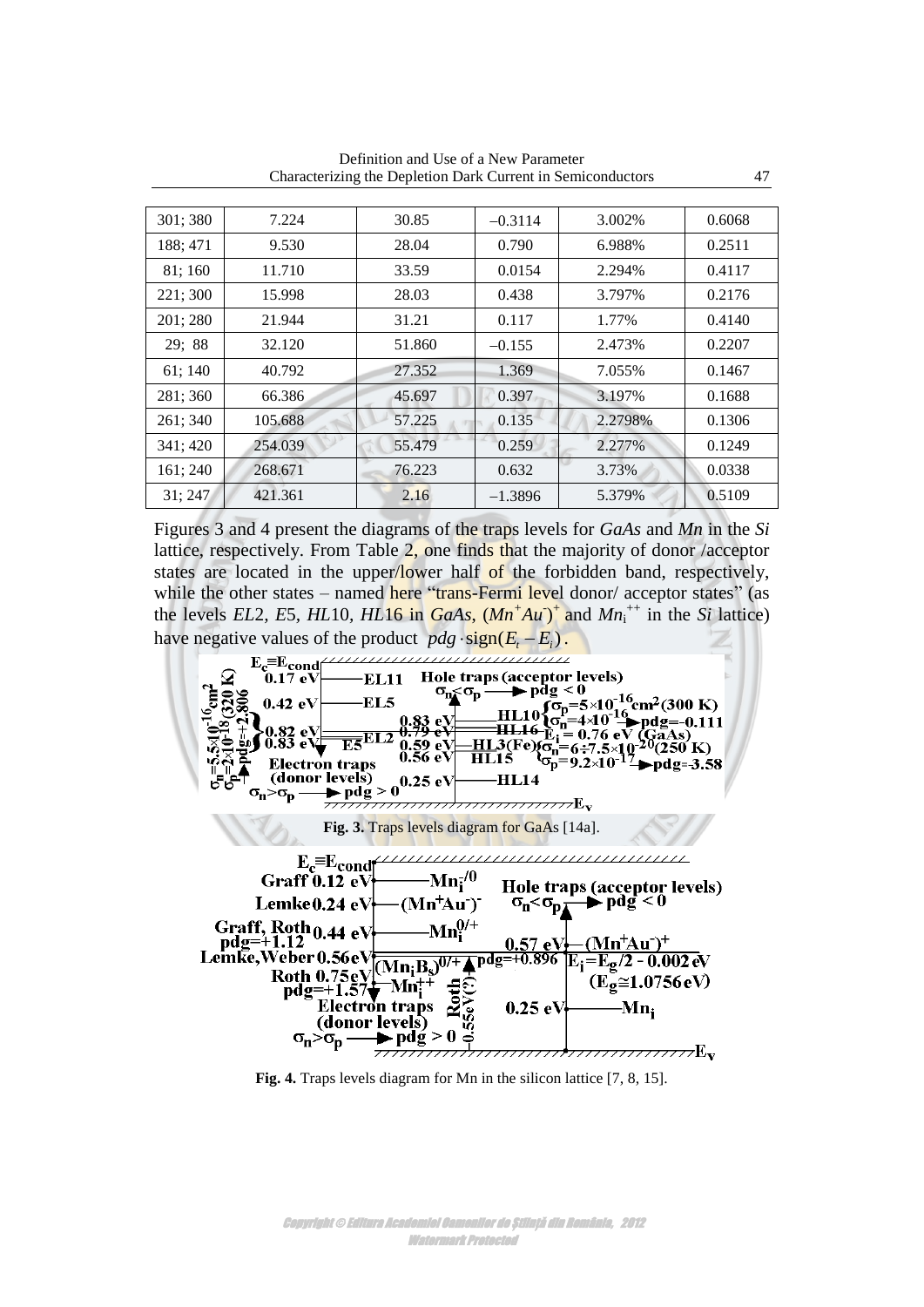| 301; 380 | 7.224 | 30.85 | –0.3114 | 3.002% | 0.6068 |
|---|---|---|---|---|---|
| 188; 471 | 9.530 | 28.04 | 0.790 | 6.988% | 0.2511 |
| 81; 160 | 11.710 | 33.59 | 0.0154 | 2.294% | 0.4117 |
| 221; 300 | 15.998 | 28.03 | 0.438 | 3.797% | 0.2176 |
| 201; 280 | 21.944 | 31.21 | 0.117 | 1.77% | 0.4140 |
| 29; 88 | 32.120 | 51.860 | –0.155 | 2.473% | 0.2207 |
| 61; 140 | 40.792 | 27.352 | 1.369 | 7.055% | 0.1467 |
| 281; 360 | 66.386 | 45.697 | 0.397 | 3.197% | 0.1688 |
| 261; 340 | 105.688 | 57.225 | 0.135 | 2.2798% | 0.1306 |
| 341; 420 | 254.039 | 55.479 | 0.259 | 2.277% | 0.1249 |
| 161; 240 | 268.671 | 76.223 | 0.632 | 3.73% | 0.0338 |
| 31; 247 | 421.361 | 2.16 | –1.3896 | 5.379% | 0.5109 |

Figures 3 and 4 present the diagrams of the traps levels for *GaAs* and *Mn* in the *Si* lattice, respectively. From Table 2, one finds that the majority of donor /acceptor states are located in the upper/lower half of the forbidden band, respectively, while the other states – named here "trans-Fermi level donor/ acceptor states" (as the levels *EL*2, *E*5, *HL*10, *HL*16 in *GaAs*, $(Mn^{+}Au^{-})^{+}$ and $Mn_i^{++}$ in the *Si* lattice) have negative values of the product $pdg \cdot \text{sign}(E_t - E_i)$.

**Fig. 3.** Traps levels diagram for GaAs [14a].

**Fig. 4.** Traps levels diagram for Mn in the silicon lattice [7, 8, 15].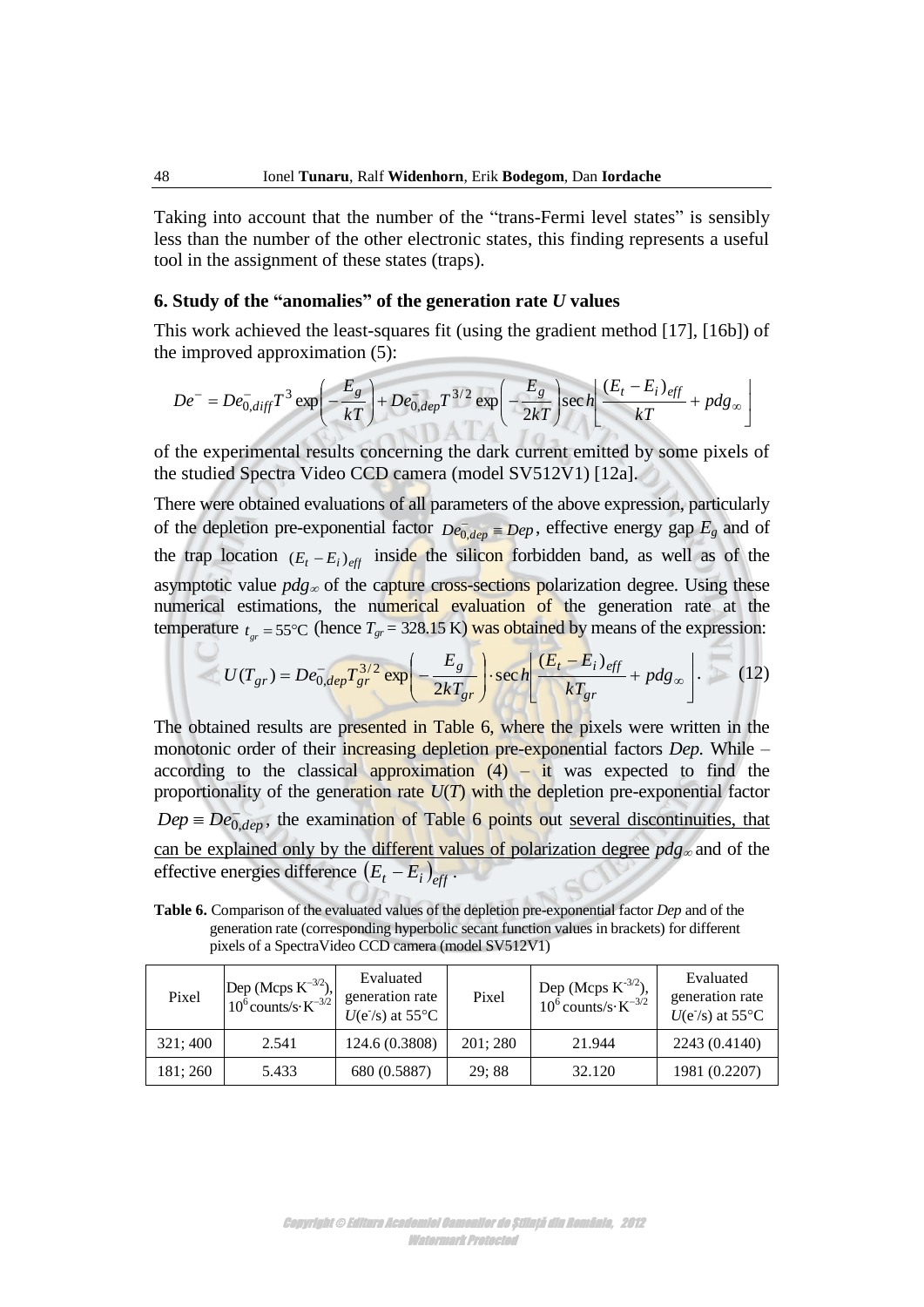Taking into account that the number of the "trans-Fermi level states" is sensibly less than the number of the other electronic states, this finding represents a useful tool in the assignment of these states (traps).

## 6. Study of the "anomalies" of the generation rate $U$ values

This work achieved the least-squares fit (using the gradient method [17], [16b]) of the improved approximation (5):

$$De^{-} = De^{-}_{0,diff} T^{3} \exp\left(-\frac{E_g}{kT}\right) + De^{-}_{0,dep} T^{3/2} \exp\left(-\frac{E_g}{2kT}\right) \sec h \left\lfloor \frac{(E_t - E_i)_{eff}}{kT} + pdg_{\infty} \right\rfloor$$

of the experimental results concerning the dark current emitted by some pixels of the studied Spectra Video CCD camera (model SV512V1) [12a].

There were obtained evaluations of all parameters of the above expression, particularly of the depletion pre-exponential factor $De^{-}_{0,dep} \equiv Dep$, effective energy gap $E_g$ and of the trap location $(E_t - E_i)_{eff}$ inside the silicon forbidden band, as well as of the asymptotic value $pdg_{\infty}$ of the capture cross-sections polarization degree. Using these numerical estimations, the numerical evaluation of the generation rate at the temperature $t_{gr} = 55°\mathrm{C}$ (hence $T_{gr} = 328.15$ K) was obtained by means of the expression:

$$U(T_{gr}) = De^{-}_{0,dep} T_{gr}^{3/2} \exp\left(-\frac{E_g}{2kT_{gr}}\right) \cdot \sec h \left\lfloor \frac{(E_t - E_i)_{eff}}{kT_{gr}} + pdg_{\infty} \right\rfloor. \tag{12}$$

The obtained results are presented in Table 6, where the pixels were written in the monotonic order of their increasing depletion pre-exponential factors *Dep.* While – according to the classical approximation (4) – it was expected to find the proportionality of the generation rate $U(T)$ with the depletion pre-exponential factor $Dep \equiv De^{-}_{0,dep}$, the examination of Table 6 points out several discontinuities, that can be explained only by the different values of polarization degree $pdg_{\infty}$ and of the effective energies difference $(E_t - E_i)_{eff}$.

**Table 6.** Comparison of the evaluated values of the depletion pre-exponential factor *Dep* and of the generation rate (corresponding hyperbolic secant function values in brackets) for different pixels of a SpectraVideo CCD camera (model SV512V1)

| Pixel | Dep (Mcps $K^{-3/2}$), $10^6$ counts/s·$K^{-3/2}$ | Evaluated generation rate $U$($e^-$/s) at 55°C | Pixel | Dep (Mcps $K^{-3/2}$), $10^6$ counts/s·$K^{-3/2}$ | Evaluated generation rate $U$($e^-$/s) at 55°C |
|---|---|---|---|---|---|
| 321; 400 | 2.541 | 124.6 (0.3808) | 201; 280 | 21.944 | 2243 (0.4140) |
| 181; 260 | 5.433 | 680 (0.5887) | 29; 88 | 32.120 | 1981 (0.2207) |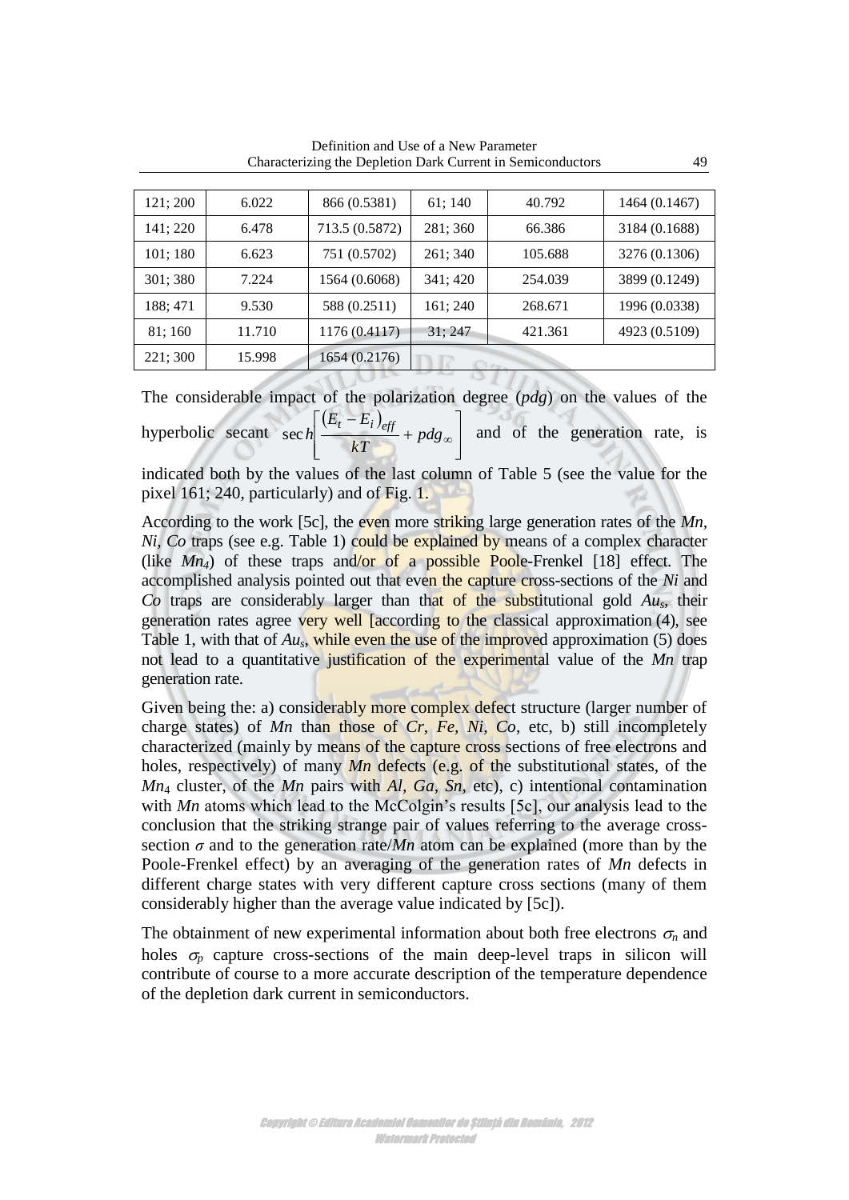| 121; 200 | 6.022 | 866 (0.5381) | 61; 140 | 40.792 | 1464 (0.1467) |
|---|---|---|---|---|---|
| 141; 220 | 6.478 | 713.5 (0.5872) | 281; 360 | 66.386 | 3184 (0.1688) |
| 101; 180 | 6.623 | 751 (0.5702) | 261; 340 | 105.688 | 3276 (0.1306) |
| 301; 380 | 7.224 | 1564 (0.6068) | 341; 420 | 254.039 | 3899 (0.1249) |
| 188; 471 | 9.530 | 588 (0.2511) | 161; 240 | 268.671 | 1996 (0.0338) |
| 81; 160 | 11.710 | 1176 (0.4117) | 31; 247 | 421.361 | 4923 (0.5109) |
| 221; 300 | 15.998 | 1654 (0.2176) | | | |

The considerable impact of the polarization degree (*pdg*) on the values of the hyperbolic secant $\sec h\left[\frac{(E_t - E_i)_{eff}}{kT} + pdg_\infty\right]$ and of the generation rate, is indicated both by the values of the last column of Table 5 (see the value for the pixel 161; 240, particularly) and of Fig. 1.

According to the work [5c], the even more striking large generation rates of the *Mn*, *Ni*, *Co* traps (see e.g. Table 1) could be explained by means of a complex character (like $Mn_4$) of these traps and/or of a possible Poole-Frenkel [18] effect. The accomplished analysis pointed out that even the capture cross-sections of the *Ni* and *Co* traps are considerably larger than that of the substitutional gold $Au_s$, their generation rates agree very well [according to the classical approximation (4), see Table 1, with that of $Au_s$, while even the use of the improved approximation (5) does not lead to a quantitative justification of the experimental value of the *Mn* trap generation rate.

Given being the: a) considerably more complex defect structure (larger number of charge states) of *Mn* than those of *Cr, Fe, Ni, Co*, etc, b) still incompletely characterized (mainly by means of the capture cross sections of free electrons and holes, respectively) of many *Mn* defects (e.g. of the substitutional states, of the $Mn_4$ cluster, of the *Mn* pairs with *Al, Ga, Sn*, etc), c) intentional contamination with *Mn* atoms which lead to the McColgin's results [5c], our analysis lead to the conclusion that the striking strange pair of values referring to the average cross-section $\sigma$ and to the generation rate/*Mn* atom can be explained (more than by the Poole-Frenkel effect) by an averaging of the generation rates of *Mn* defects in different charge states with very different capture cross sections (many of them considerably higher than the average value indicated by [5c]).

The obtainment of new experimental information about both free electrons $\sigma_n$ and holes $\sigma_p$ capture cross-sections of the main deep-level traps in silicon will contribute of course to a more accurate description of the temperature dependence of the depletion dark current in semiconductors.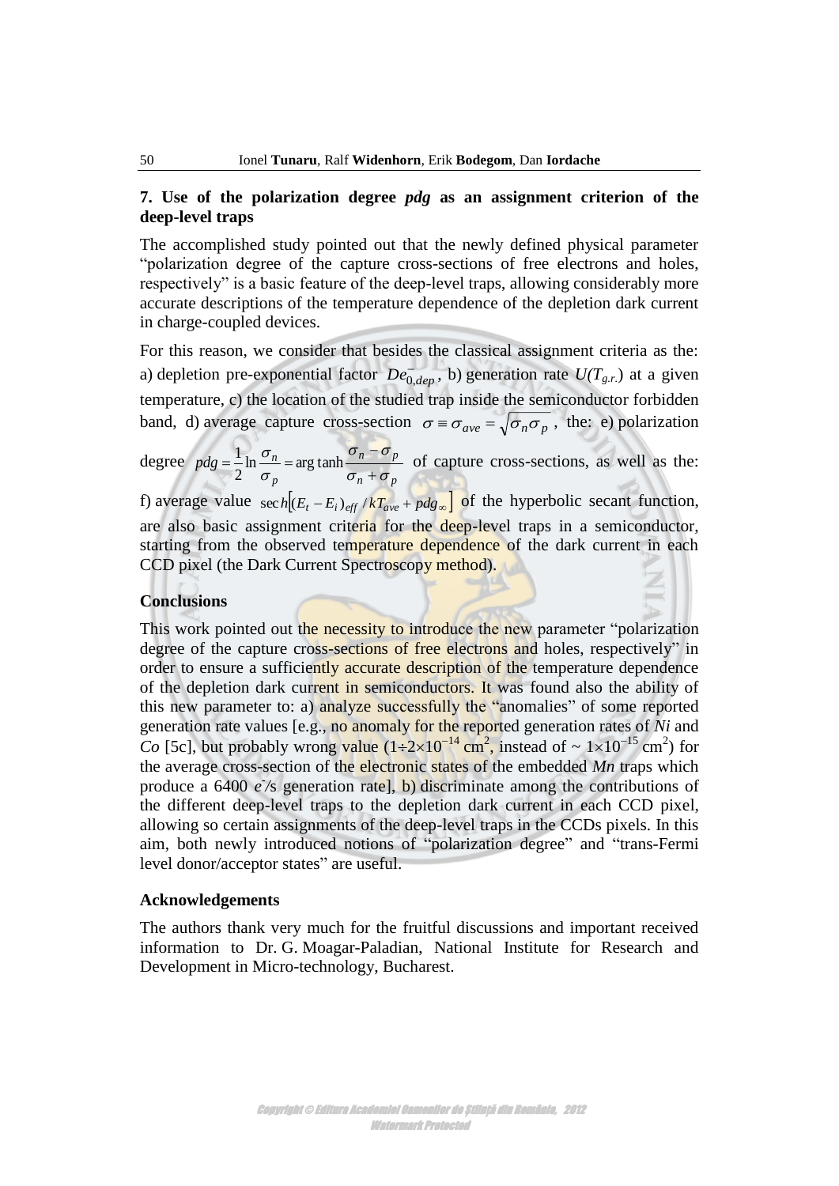## 7. Use of the polarization degree *pdg* as an assignment criterion of the deep-level traps

The accomplished study pointed out that the newly defined physical parameter "polarization degree of the capture cross-sections of free electrons and holes, respectively" is a basic feature of the deep-level traps, allowing considerably more accurate descriptions of the temperature dependence of the depletion dark current in charge-coupled devices.

For this reason, we consider that besides the classical assignment criteria as the: a) depletion pre-exponential factor $De^{-}_{0,dep}$, b) generation rate $U(T_{g.r.})$ at a given temperature, c) the location of the studied trap inside the semiconductor forbidden band, d) average capture cross-section $\sigma \equiv \sigma_{ave} = \sqrt{\sigma_n \sigma_p}$, the: e) polarization degree $pdg = \frac{1}{2}\ln\frac{\sigma_n}{\sigma_p} = \arg\tanh\frac{\sigma_n - \sigma_p}{\sigma_n + \sigma_p}$ of capture cross-sections, as well as the: f) average value $\mathrm{sech}\left[(E_t - E_i)_{eff}/kT_{ave} + pdg_{\infty}\right]$ of the hyperbolic secant function, are also basic assignment criteria for the deep-level traps in a semiconductor, starting from the observed temperature dependence of the dark current in each CCD pixel (the Dark Current Spectroscopy method).

## Conclusions

This work pointed out the necessity to introduce the new parameter "polarization degree of the capture cross-sections of free electrons and holes, respectively" in order to ensure a sufficiently accurate description of the temperature dependence of the depletion dark current in semiconductors. It was found also the ability of this new parameter to: a) analyze successfully the "anomalies" of some reported generation rate values [e.g., no anomaly for the reported generation rates of *Ni* and *Co* [5c], but probably wrong value ($1 \div 2\times10^{-14}$ cm$^2$, instead of $\sim 1\times10^{-15}$ cm$^2$) for the average cross-section of the electronic states of the embedded *Mn* traps which produce a 6400 $e^-$/s generation rate], b) discriminate among the contributions of the different deep-level traps to the depletion dark current in each CCD pixel, allowing so certain assignments of the deep-level traps in the CCDs pixels. In this aim, both newly introduced notions of "polarization degree" and "trans-Fermi level donor/acceptor states" are useful.

## Acknowledgements

The authors thank very much for the fruitful discussions and important received information to Dr. G. Moagar-Paladian, National Institute for Research and Development in Micro-technology, Bucharest.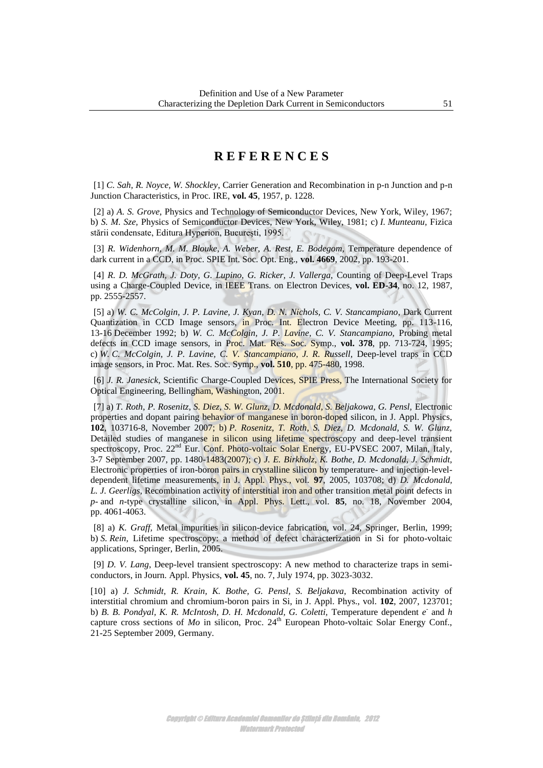# REFERENCES

[1] *C. Sah, R. Noyce, W. Shockley*, Carrier Generation and Recombination in p-n Junction and p-n Junction Characteristics, in Proc. IRE, **vol. 45**, 1957, p. 1228.

[2] a) *A. S. Grove,* Physics and Technology of Semiconductor Devices, New York, Wiley, 1967; b) *S. M. Sze,* Physics of Semiconductor Devices, New York, Wiley, 1981; c) *I. Munteanu,* Fizica stării condensate, Editura Hyperion, București, 1995.

[3] *R. Widenhorn, M. M. Blouke, A. Weber, A. Rest, E. Bodegom,* Temperature dependence of dark current in a CCD, in Proc. SPIE Int. Soc. Opt. Eng., **vol. 4669**, 2002, pp. 193-201.

[4] *R. D. McGrath, J. Doty, G. Lupino, G. Ricker, J. Vallerga,* Counting of Deep-Level Traps using a Charge-Coupled Device, in IEEE Trans. on Electron Devices, **vol. ED-34**, no. 12, 1987, pp. 2555-2557.

[5] a) *W. C. McColgin, J. P. Lavine, J. Kyan, D. N. Nichols, C. V. Stancampiano*, Dark Current Quantization in CCD Image sensors, in Proc. Int. Electron Device Meeting, pp. 113-116, 13-16 December 1992; b) *W. C. McColgin, J. P. Lavine, C. V. Stancampiano,* Probing metal defects in CCD image sensors, in Proc. Mat. Res. Soc. Symp., **vol. 378**, pp. 713-724, 1995; c) *W. C. McColgin, J. P. Lavine, C. V. Stancampiano, J. R. Russell,* Deep-level traps in CCD image sensors, in Proc. Mat. Res. Soc. Symp., **vol. 510**, pp. 475-480, 1998.

[6] *J. R. Janesick*, Scientific Charge-Coupled Devices, SPIE Press, The International Society for Optical Engineering, Bellingham, Washington, 2001.

[7] a) *T. Roth, P. Rosenitz, S. Diez, S. W. Glunz, D. Mcdonald, S. Beljakowa, G. Pensl*, Electronic properties and dopant pairing behavior of manganese in boron-doped silicon, in J. Appl. Physics, **102**, 103716-8, November 2007; b) *P. Rosenitz, T. Roth, S. Diez, D. Mcdonald, S. W. Glunz,* Detailed studies of manganese in silicon using lifetime spectroscopy and deep-level transient spectroscopy, Proc. 22[nd] Eur. Conf. Photo-voltaic Solar Energy, EU-PVSEC 2007, Milan, Italy, 3-7 September 2007, pp. 1480-1483(2007); c) *J. E. Birkholz, K. Bothe, D. Mcdonald, J. Schmidt,* Electronic properties of iron-boron pairs in crystalline silicon by temperature- and injection-level-dependent lifetime measurements, in J. Appl. Phys., vol. **97**, 2005, 103708; d) *D. Mcdonald, L. J. Geerligs,* Recombination activity of interstitial iron and other transition metal point defects in *p*- and *n*-type crystalline silicon, in Appl. Phys. Lett., vol. **85**, no. 18, November 2004, pp. 4061-4063.

[8] a) *K. Graff,* Metal impurities in silicon-device fabrication, vol. 24, Springer, Berlin, 1999; b) *S. Rein,* Lifetime spectroscopy: a method of defect characterization in Si for photo-voltaic applications, Springer, Berlin, 2005.

[9] *D. V. Lang,* Deep-level transient spectroscopy: A new method to characterize traps in semi-conductors, in Journ. Appl. Physics, **vol. 45**, no. 7, July 1974, pp. 3023-3032.

[10] a) *J. Schmidt, R. Krain, K. Bothe, G. Pensl, S. Beljakava,* Recombination activity of interstitial chromium and chromium-boron pairs in Si, in J. Appl. Phys., vol. **102**, 2007, 123701; b) *B. B. Pondyal, K. R. McIntosh, D. H. Mcdonald, G. Coletti,* Temperature dependent $e^-$ and *h* capture cross sections of *Mo* in silicon, Proc. 24[th] European Photo-voltaic Solar Energy Conf., 21-25 September 2009, Germany.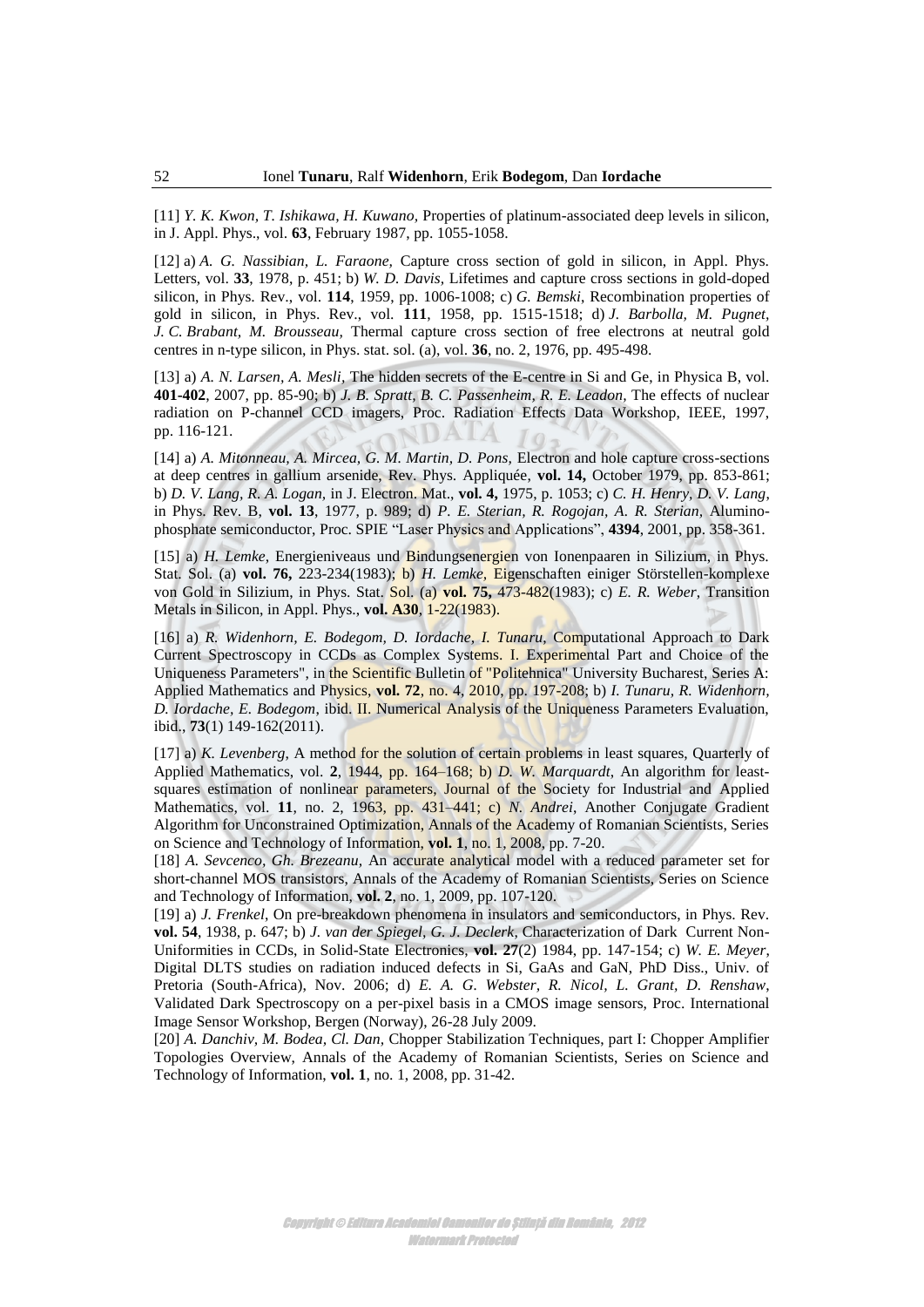[11] *Y. K. Kwon, T. Ishikawa, H. Kuwano,* Properties of platinum-associated deep levels in silicon, in J. Appl. Phys., vol. **63**, February 1987, pp. 1055-1058.

[12] a) *A. G. Nassibian, L. Faraone,* Capture cross section of gold in silicon, in Appl. Phys. Letters, vol. **33**, 1978, p. 451; b) *W. D. Davis,* Lifetimes and capture cross sections in gold-doped silicon, in Phys. Rev., vol. **114**, 1959, pp. 1006-1008; c) *G. Bemski,* Recombination properties of gold in silicon, in Phys. Rev., vol. **111**, 1958, pp. 1515-1518; d) *J. Barbolla, M. Pugnet, J. C. Brabant, M. Brousseau,* Thermal capture cross section of free electrons at neutral gold centres in n-type silicon, in Phys. stat. sol. (a), vol. **36**, no. 2, 1976, pp. 495-498.

[13] a) *A. N. Larsen, A. Mesli,* The hidden secrets of the E-centre in Si and Ge, in Physica B, vol. **401-402**, 2007, pp. 85-90; b) *J. B. Spratt, B. C. Passenheim, R. E. Leadon,* The effects of nuclear radiation on P-channel CCD imagers, Proc. Radiation Effects Data Workshop, IEEE, 1997, pp. 116-121.

[14] a) *A. Mitonneau, A. Mircea, G. M. Martin, D. Pons,* Electron and hole capture cross-sections at deep centres in gallium arsenide, Rev. Phys. Appliquée, **vol. 14,** October 1979, pp. 853-861; b) *D. V. Lang, R. A. Logan,* in J. Electron. Mat., **vol. 4,** 1975, p. 1053; c) *C. H. Henry, D. V. Lang,* in Phys. Rev. B, **vol. 13**, 1977, p. 989; d) *P. E. Sterian, R. Rogojan, A. R. Sterian,* Aluminophosphate semiconductor, Proc. SPIE "Laser Physics and Applications", **4394**, 2001, pp. 358-361.

[15] a) *H. Lemke,* Energieniveaus und Bindungsenergien von Ionenpaaren in Silizium, in Phys. Stat. Sol. (a) **vol. 76,** 223-234(1983); b) *H. Lemke,* Eigenschaften einiger Störstellen-komplexe von Gold in Silizium, in Phys. Stat. Sol. (a) **vol. 75,** 473-482(1983); c) *E. R. Weber,* Transition Metals in Silicon, in Appl. Phys., **vol. A30**, 1-22(1983).

[16] a) *R. Widenhorn, E. Bodegom, D. Iordache, I. Tunaru,* Computational Approach to Dark Current Spectroscopy in CCDs as Complex Systems. I. Experimental Part and Choice of the Uniqueness Parameters", in the Scientific Bulletin of "Politehnica" University Bucharest, Series A: Applied Mathematics and Physics, **vol. 72**, no. 4, 2010, pp. 197-208; b) *I. Tunaru, R. Widenhorn, D. Iordache, E. Bodegom,* ibid. II. Numerical Analysis of the Uniqueness Parameters Evaluation, ibid., **73**(1) 149-162(2011).

[17] a) *K. Levenberg,* A method for the solution of certain problems in least squares, Quarterly of Applied Mathematics, vol. **2**, 1944, pp. 164–168; b) *D. W. Marquardt,* An algorithm for least-squares estimation of nonlinear parameters, Journal of the Society for Industrial and Applied Mathematics, vol. **11**, no. 2, 1963, pp. 431–441; c) *N. Andrei,* Another Conjugate Gradient Algorithm for Unconstrained Optimization, Annals of the Academy of Romanian Scientists, Series on Science and Technology of Information, **vol. 1**, no. 1, 2008, pp. 7-20.

[18] *A. Sevcenco, Gh. Brezeanu,* An accurate analytical model with a reduced parameter set for short-channel MOS transistors, Annals of the Academy of Romanian Scientists, Series on Science and Technology of Information, **vol. 2**, no. 1, 2009, pp. 107-120.

[19] a) *J. Frenkel,* On pre-breakdown phenomena in insulators and semiconductors, in Phys. Rev. **vol. 54**, 1938, p. 647; b) *J. van der Spiegel, G. J. Declerk,* Characterization of Dark Current Non-Uniformities in CCDs, in Solid-State Electronics, **vol. 27**(2) 1984, pp. 147-154; c) *W. E. Meyer,* Digital DLTS studies on radiation induced defects in Si, GaAs and GaN, PhD Diss., Univ. of Pretoria (South-Africa), Nov. 2006; d) *E. A. G. Webster, R. Nicol, L. Grant, D. Renshaw,* Validated Dark Spectroscopy on a per-pixel basis in a CMOS image sensors, Proc. International Image Sensor Workshop, Bergen (Norway), 26-28 July 2009.

[20] *A. Danchiv, M. Bodea, Cl. Dan,* Chopper Stabilization Techniques, part I: Chopper Amplifier Topologies Overview, Annals of the Academy of Romanian Scientists, Series on Science and Technology of Information, **vol. 1**, no. 1, 2008, pp. 31-42.